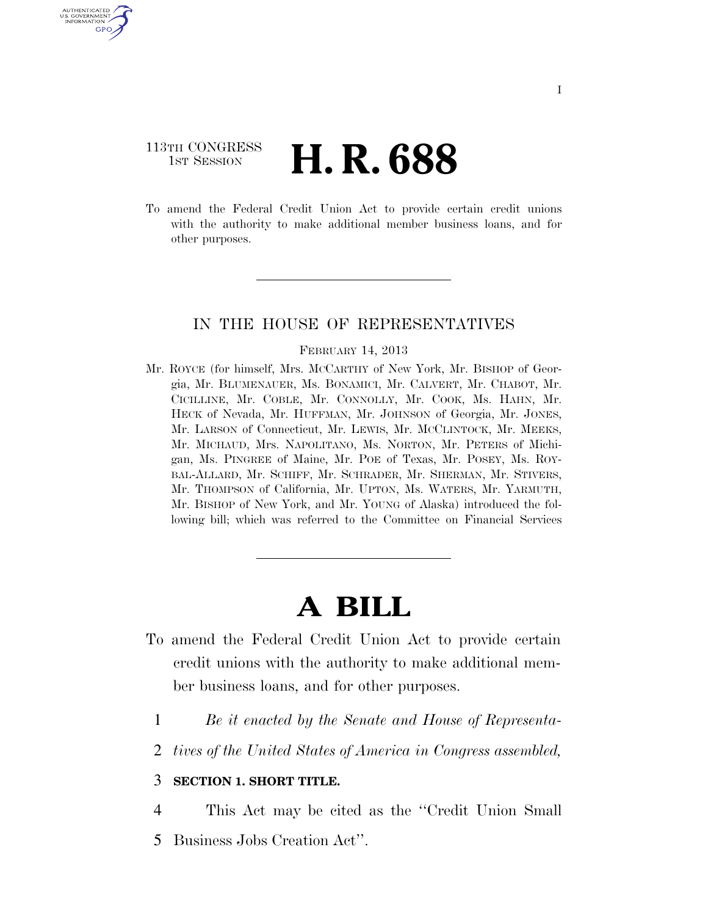113TH CONGRESS
1ST SESSION

# H. R. 688

To amend the Federal Credit Union Act to provide certain credit unions with the authority to make additional member business loans, and for other purposes.

---

IN THE HOUSE OF REPRESENTATIVES

FEBRUARY 14, 2013

Mr. ROYCE (for himself, Mrs. MCCARTHY of New York, Mr. BISHOP of Georgia, Mr. BLUMENAUER, Ms. BONAMICI, Mr. CALVERT, Mr. CHABOT, Mr. CICILLINE, Mr. COBLE, Mr. CONNOLLY, Mr. COOK, Ms. HAHN, Mr. HECK of Nevada, Mr. HUFFMAN, Mr. JOHNSON of Georgia, Mr. JONES, Mr. LARSON of Connecticut, Mr. LEWIS, Mr. MCCLINTOCK, Mr. MEEKS, Mr. MICHAUD, Mrs. NAPOLITANO, Ms. NORTON, Mr. PETERS of Michigan, Ms. PINGREE of Maine, Mr. POE of Texas, Mr. POSEY, Ms. ROYBAL-ALLARD, Mr. SCHIFF, Mr. SCHRADER, Mr. SHERMAN, Mr. STIVERS, Mr. THOMPSON of California, Mr. UPTON, Ms. WATERS, Mr. YARMUTH, Mr. BISHOP of New York, and Mr. YOUNG of Alaska) introduced the following bill; which was referred to the Committee on Financial Services

---

# A BILL

To amend the Federal Credit Union Act to provide certain credit unions with the authority to make additional member business loans, and for other purposes.

1 *Be it enacted by the Senate and House of Representa-*
2 *tives of the United States of America in Congress assembled,*

3 **SECTION 1. SHORT TITLE.**

4 This Act may be cited as the ''Credit Union Small
5 Business Jobs Creation Act''.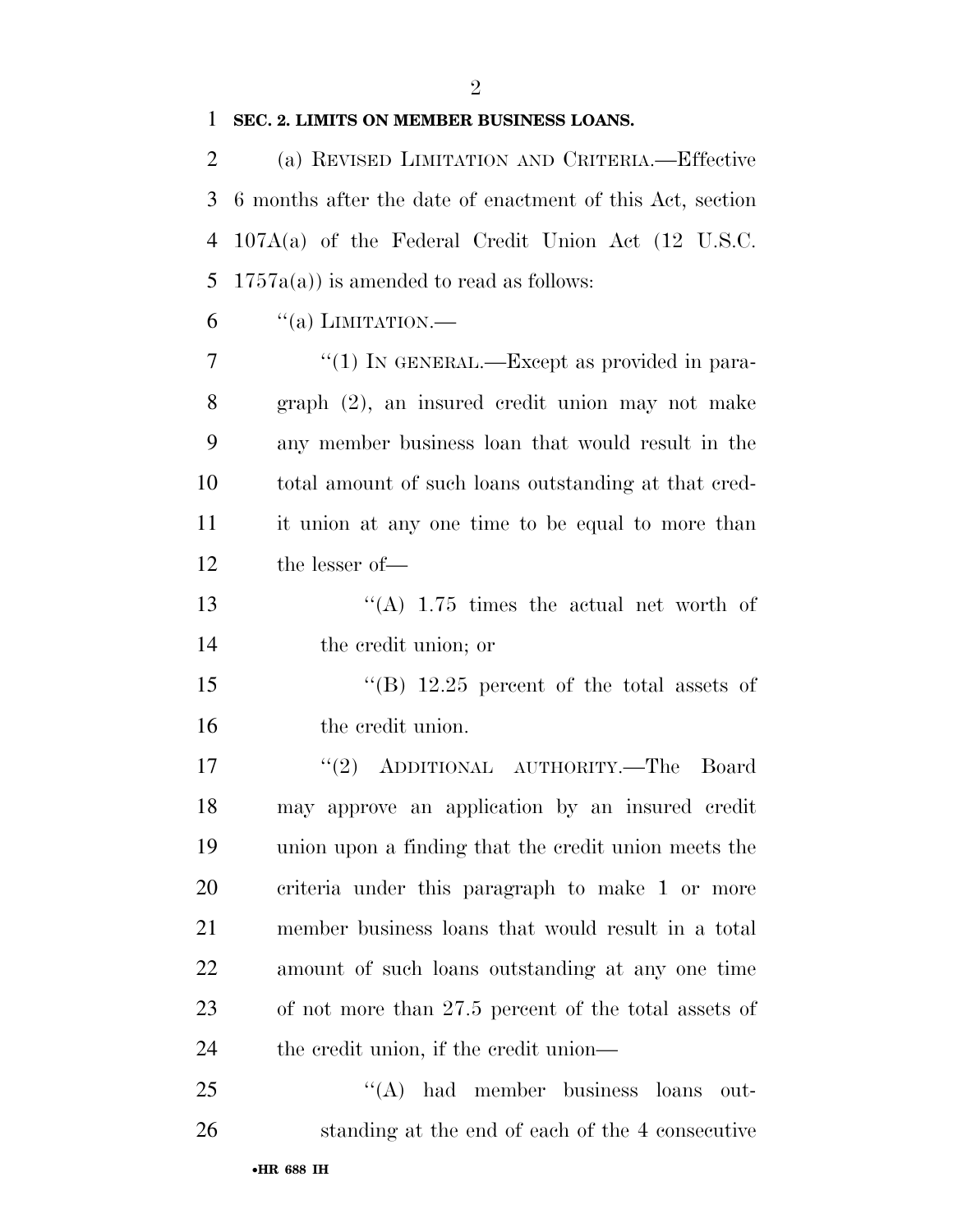**SEC. 2. LIMITS ON MEMBER BUSINESS LOANS.**

(a) REVISED LIMITATION AND CRITERIA.—Effective 6 months after the date of enactment of this Act, section 107A(a) of the Federal Credit Union Act (12 U.S.C. 1757a(a)) is amended to read as follows:

''(a) LIMITATION.—

''(1) IN GENERAL.—Except as provided in paragraph (2), an insured credit union may not make any member business loan that would result in the total amount of such loans outstanding at that credit union at any one time to be equal to more than the lesser of—

''(A) 1.75 times the actual net worth of the credit union; or

''(B) 12.25 percent of the total assets of the credit union.

''(2) ADDITIONAL AUTHORITY.—The Board may approve an application by an insured credit union upon a finding that the credit union meets the criteria under this paragraph to make 1 or more member business loans that would result in a total amount of such loans outstanding at any one time of not more than 27.5 percent of the total assets of the credit union, if the credit union—

''(A) had member business loans outstanding at the end of each of the 4 consecutive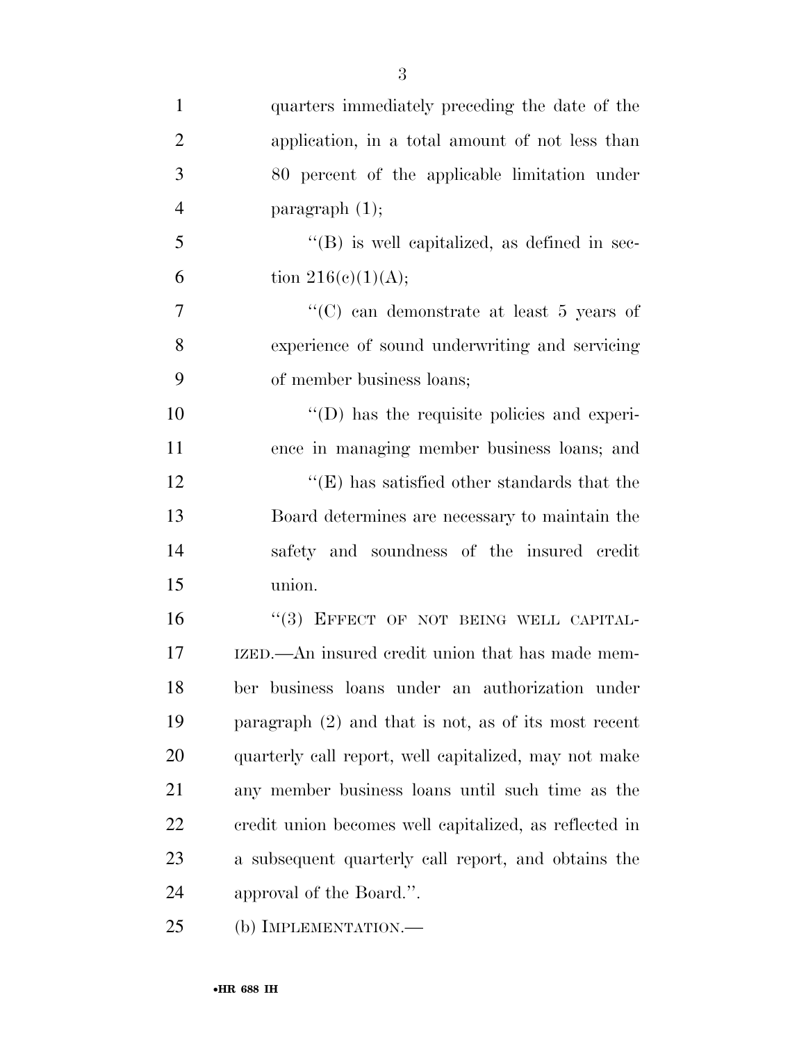quarters immediately preceding the date of the application, in a total amount of not less than 80 percent of the applicable limitation under paragraph (1);

"(B) is well capitalized, as defined in section 216(c)(1)(A);

"(C) can demonstrate at least 5 years of experience of sound underwriting and servicing of member business loans;

"(D) has the requisite policies and experience in managing member business loans; and

"(E) has satisfied other standards that the Board determines are necessary to maintain the safety and soundness of the insured credit union.

"(3) EFFECT OF NOT BEING WELL CAPITALIZED.—An insured credit union that has made member business loans under an authorization under paragraph (2) and that is not, as of its most recent quarterly call report, well capitalized, may not make any member business loans until such time as the credit union becomes well capitalized, as reflected in a subsequent quarterly call report, and obtains the approval of the Board.".

(b) IMPLEMENTATION.—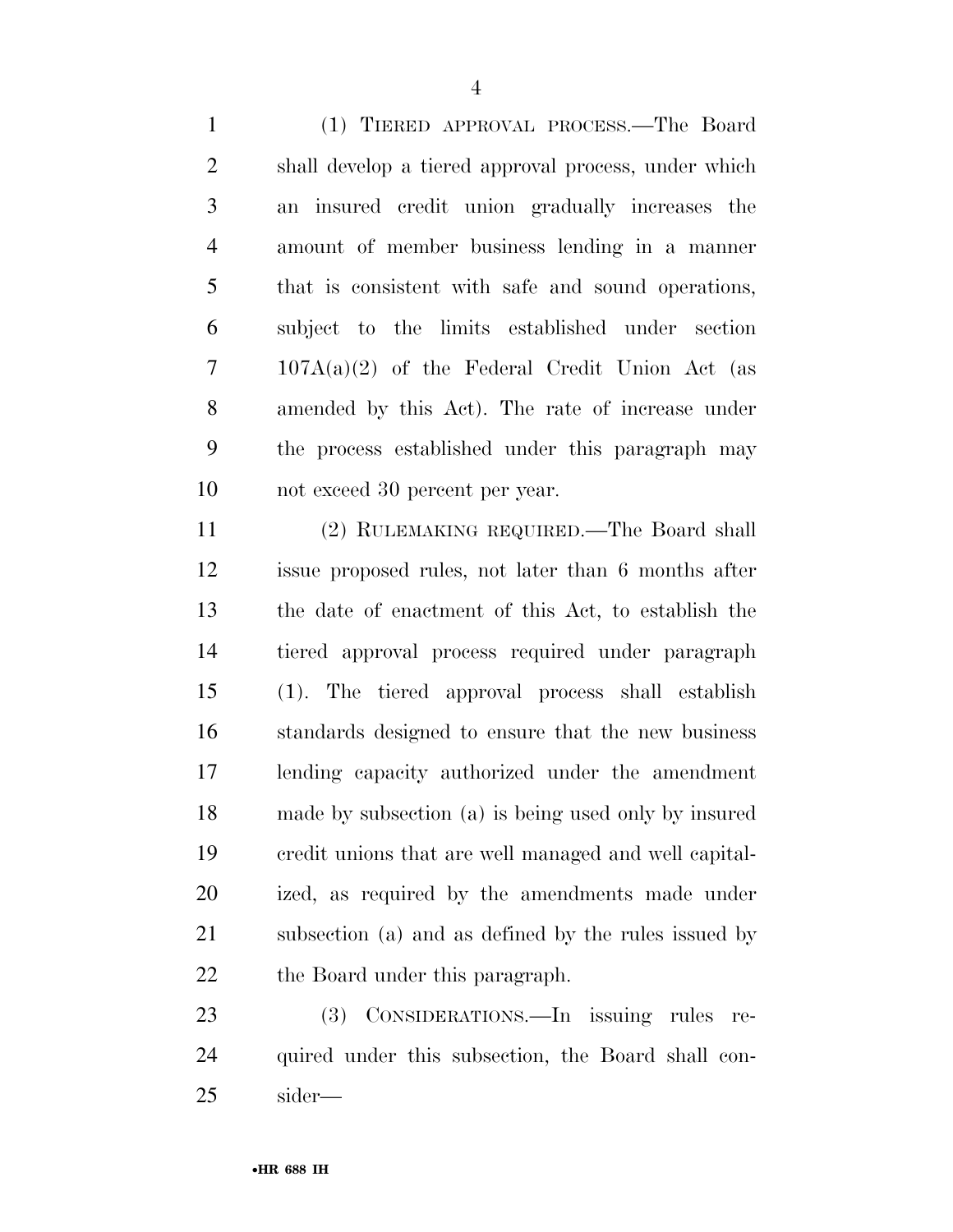(1) TIERED APPROVAL PROCESS.—The Board shall develop a tiered approval process, under which an insured credit union gradually increases the amount of member business lending in a manner that is consistent with safe and sound operations, subject to the limits established under section 107A(a)(2) of the Federal Credit Union Act (as amended by this Act). The rate of increase under the process established under this paragraph may not exceed 30 percent per year.

(2) RULEMAKING REQUIRED.—The Board shall issue proposed rules, not later than 6 months after the date of enactment of this Act, to establish the tiered approval process required under paragraph (1). The tiered approval process shall establish standards designed to ensure that the new business lending capacity authorized under the amendment made by subsection (a) is being used only by insured credit unions that are well managed and well capitalized, as required by the amendments made under subsection (a) and as defined by the rules issued by the Board under this paragraph.

(3) CONSIDERATIONS.—In issuing rules required under this subsection, the Board shall consider—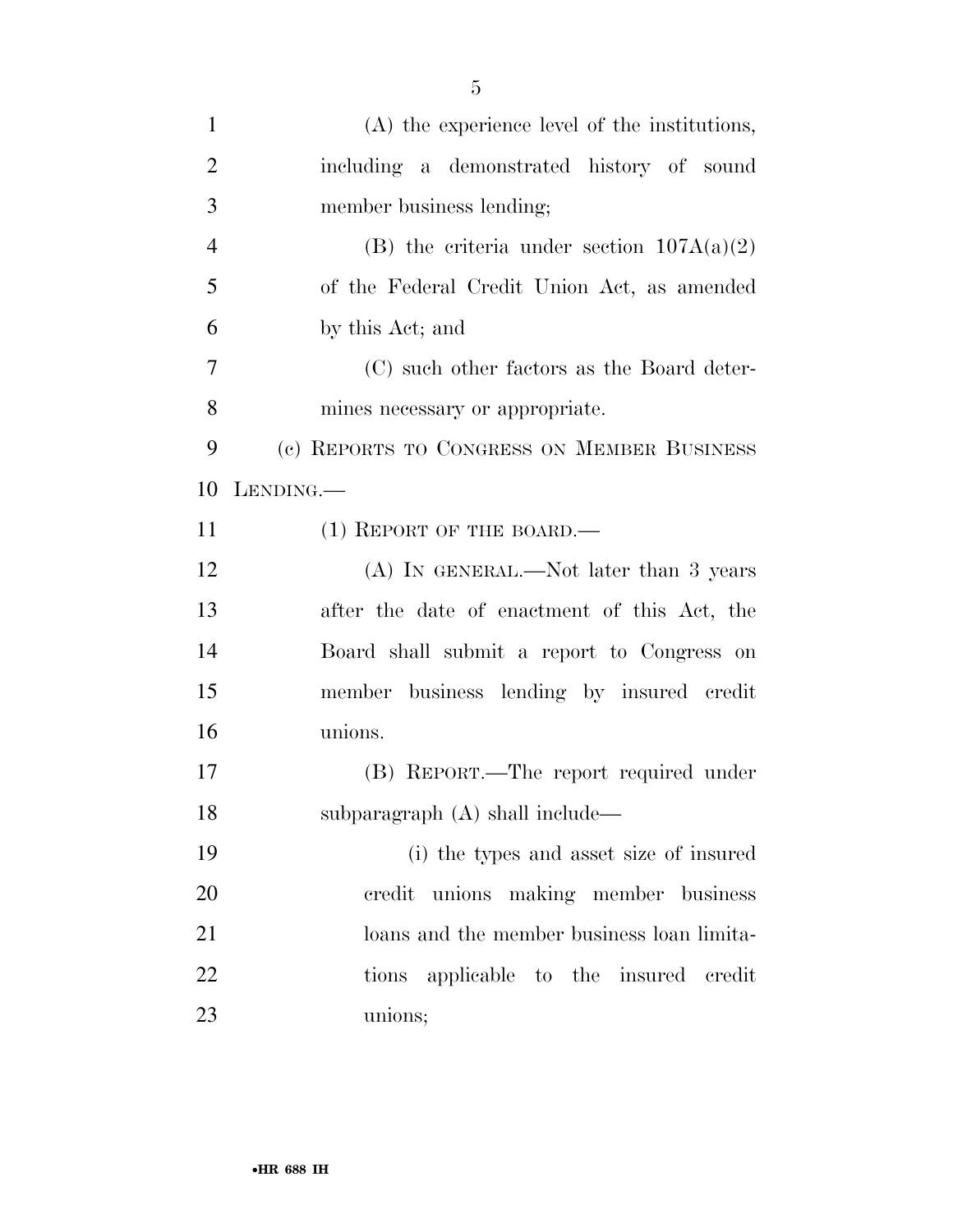(A) the experience level of the institutions, including a demonstrated history of sound member business lending;

(B) the criteria under section 107A(a)(2) of the Federal Credit Union Act, as amended by this Act; and

(C) such other factors as the Board determines necessary or appropriate.

(c) REPORTS TO CONGRESS ON MEMBER BUSINESS LENDING.—

(1) REPORT OF THE BOARD.—

(A) IN GENERAL.—Not later than 3 years after the date of enactment of this Act, the Board shall submit a report to Congress on member business lending by insured credit unions.

(B) REPORT.—The report required under subparagraph (A) shall include—

(i) the types and asset size of insured credit unions making member business loans and the member business loan limitations applicable to the insured credit unions;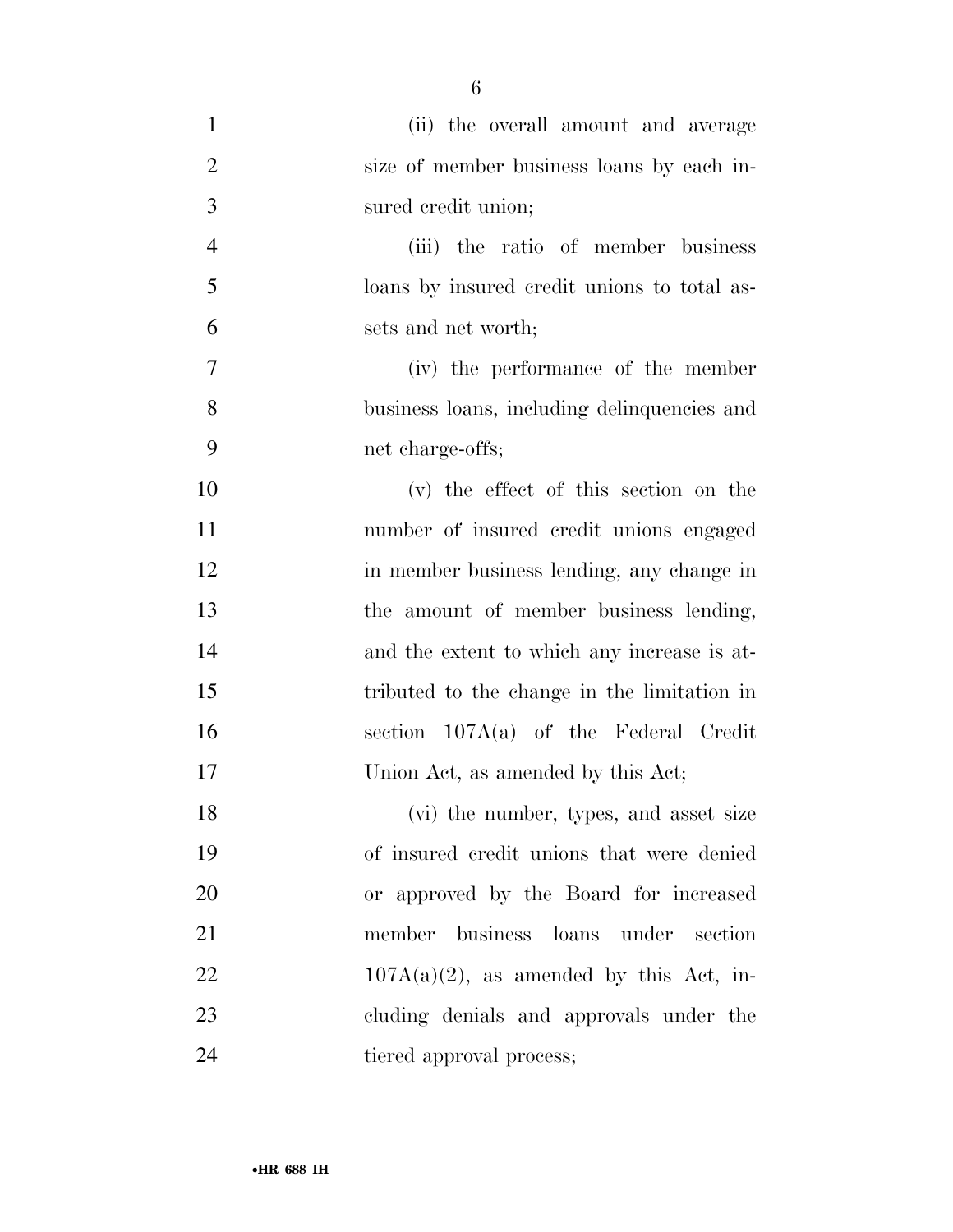(ii) the overall amount and average size of member business loans by each insured credit union;

(iii) the ratio of member business loans by insured credit unions to total assets and net worth;

(iv) the performance of the member business loans, including delinquencies and net charge-offs;

(v) the effect of this section on the number of insured credit unions engaged in member business lending, any change in the amount of member business lending, and the extent to which any increase is attributed to the change in the limitation in section 107A(a) of the Federal Credit Union Act, as amended by this Act;

(vi) the number, types, and asset size of insured credit unions that were denied or approved by the Board for increased member business loans under section 107A(a)(2), as amended by this Act, including denials and approvals under the tiered approval process;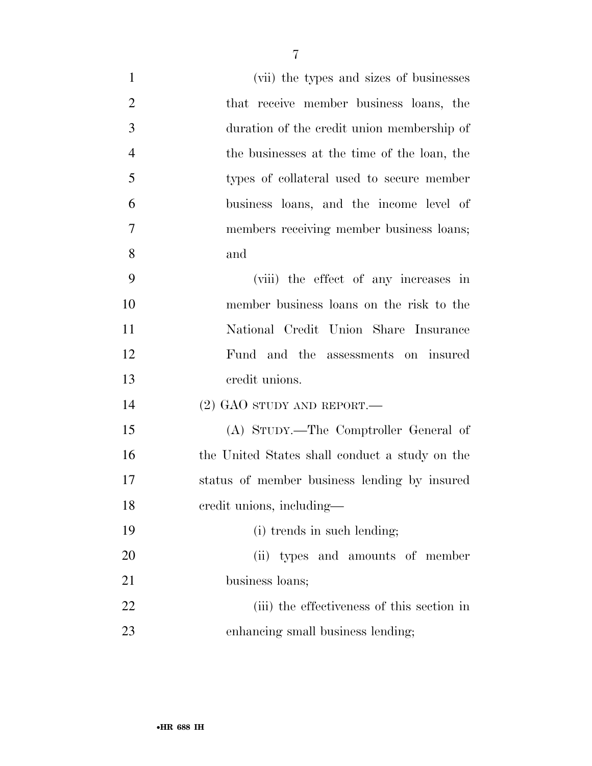(vii) the types and sizes of businesses that receive member business loans, the duration of the credit union membership of the businesses at the time of the loan, the types of collateral used to secure member business loans, and the income level of members receiving member business loans; and

(viii) the effect of any increases in member business loans on the risk to the National Credit Union Share Insurance Fund and the assessments on insured credit unions.

(2) GAO STUDY AND REPORT.—

(A) STUDY.—The Comptroller General of the United States shall conduct a study on the status of member business lending by insured credit unions, including—

(i) trends in such lending;

(ii) types and amounts of member business loans;

(iii) the effectiveness of this section in enhancing small business lending;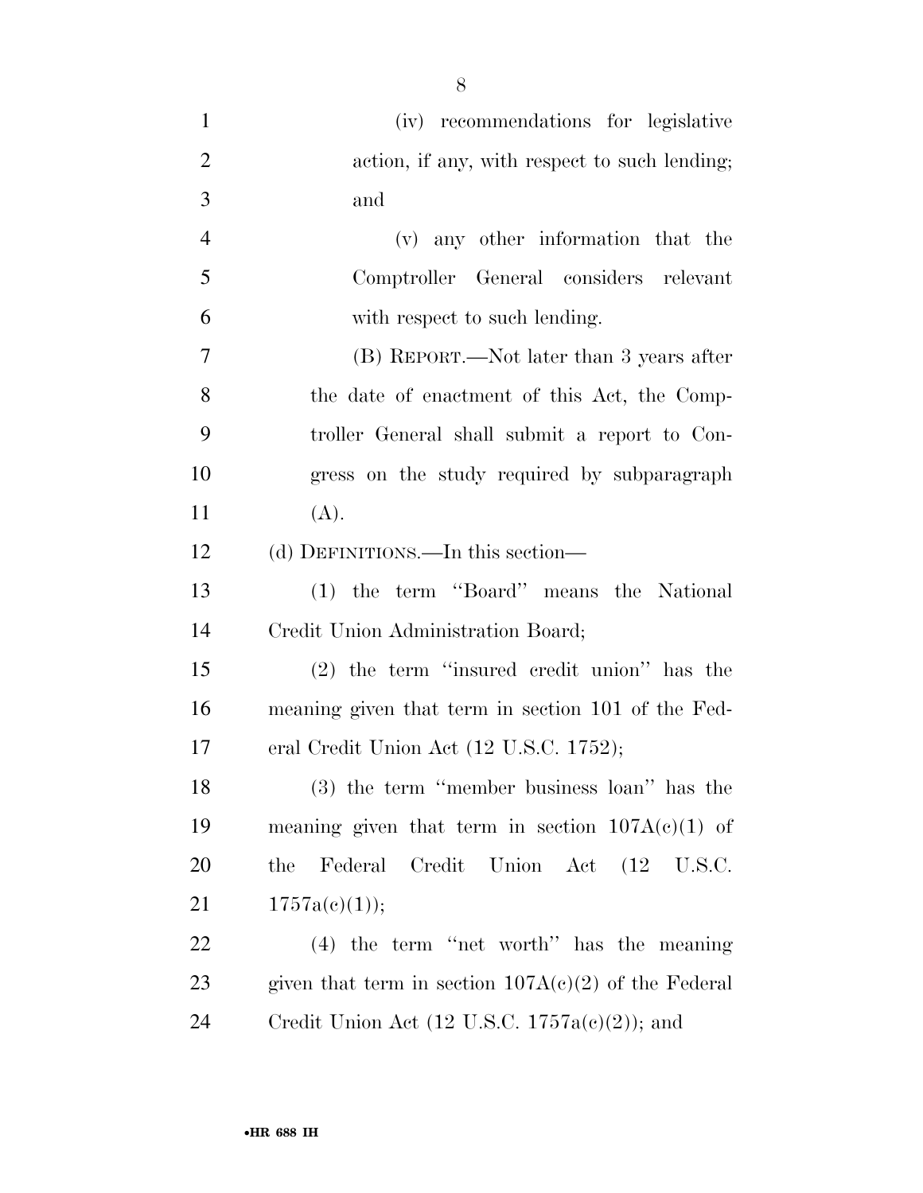(iv) recommendations for legislative action, if any, with respect to such lending; and

(v) any other information that the Comptroller General considers relevant with respect to such lending.

(B) REPORT.—Not later than 3 years after the date of enactment of this Act, the Comptroller General shall submit a report to Congress on the study required by subparagraph (A).

(d) DEFINITIONS.—In this section—

(1) the term ''Board'' means the National Credit Union Administration Board;

(2) the term ''insured credit union'' has the meaning given that term in section 101 of the Federal Credit Union Act (12 U.S.C. 1752);

(3) the term ''member business loan'' has the meaning given that term in section 107A(c)(1) of the Federal Credit Union Act (12 U.S.C. 1757a(c)(1));

(4) the term ''net worth'' has the meaning given that term in section 107A(c)(2) of the Federal Credit Union Act (12 U.S.C. 1757a(c)(2)); and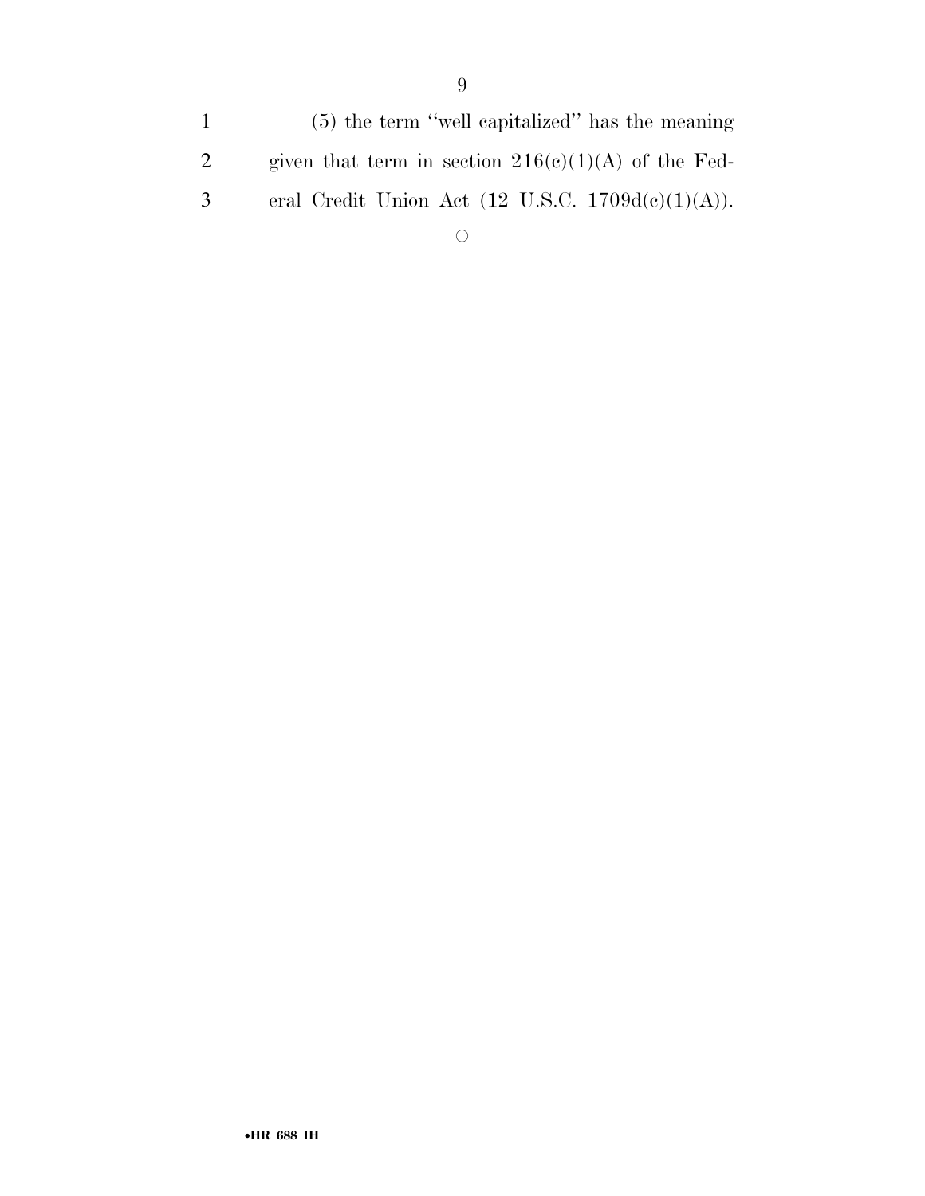(5) the term ''well capitalized'' has the meaning given that term in section 216(c)(1)(A) of the Federal Credit Union Act (12 U.S.C. 1709d(c)(1)(A)).